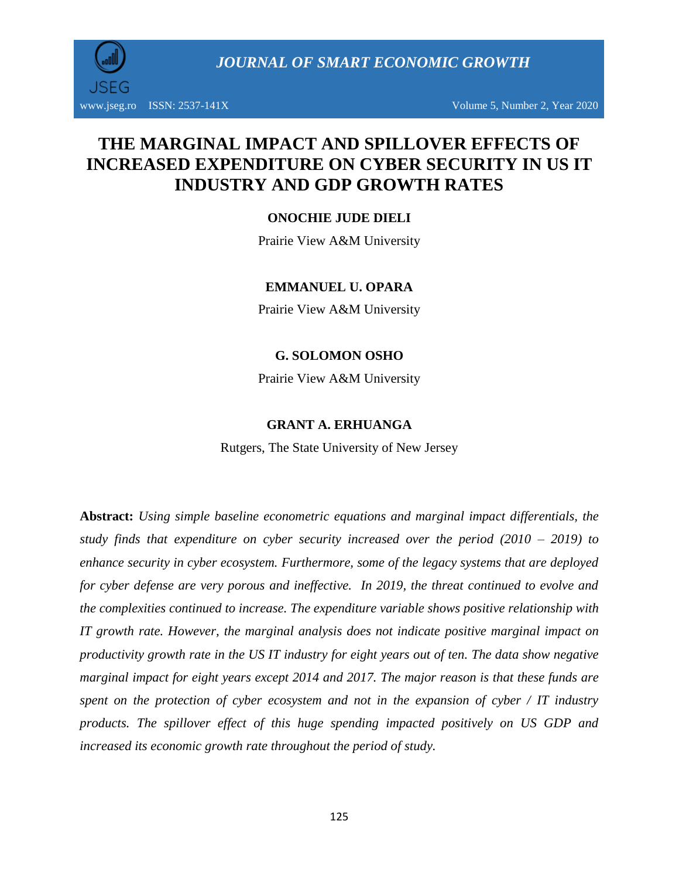# THE MARGINAL IMPACT AND SPILLOVER EFFECTS OF INCREASED EXPENDITURE ON CYBER SECURITY IN US IT INDUSTRY AND GDP GROWTH RATES

**ONOCHIE JUDE DIELI**

Prairie View A&M University

**EMMANUEL U. OPARA**

Prairie View A&M University

**G. SOLOMON OSHO**

Prairie View A&M University

**GRANT A. ERHUANGA**

Rutgers, The State University of New Jersey

**Abstract:** *Using simple baseline econometric equations and marginal impact differentials, the study finds that expenditure on cyber security increased over the period (2010 – 2019) to enhance security in cyber ecosystem. Furthermore, some of the legacy systems that are deployed for cyber defense are very porous and ineffective. In 2019, the threat continued to evolve and the complexities continued to increase. The expenditure variable shows positive relationship with IT growth rate. However, the marginal analysis does not indicate positive marginal impact on productivity growth rate in the US IT industry for eight years out of ten. The data show negative marginal impact for eight years except 2014 and 2017. The major reason is that these funds are spent on the protection of cyber ecosystem and not in the expansion of cyber / IT industry products. The spillover effect of this huge spending impacted positively on US GDP and increased its economic growth rate throughout the period of study.*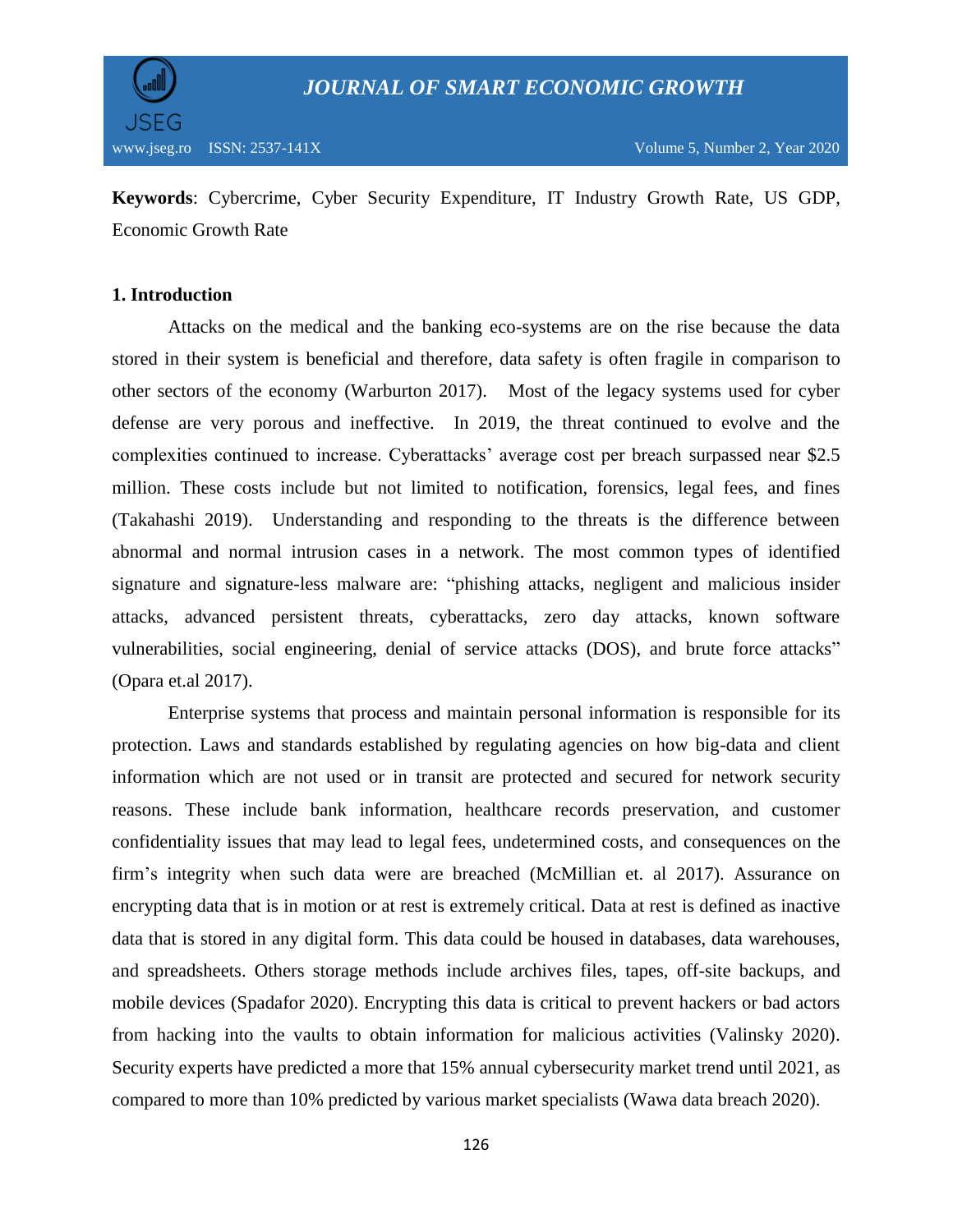**Keywords**: Cybercrime, Cyber Security Expenditure, IT Industry Growth Rate, US GDP, Economic Growth Rate

## 1. Introduction

Attacks on the medical and the banking eco-systems are on the rise because the data stored in their system is beneficial and therefore, data safety is often fragile in comparison to other sectors of the economy (Warburton 2017). Most of the legacy systems used for cyber defense are very porous and ineffective. In 2019, the threat continued to evolve and the complexities continued to increase. Cyberattacks' average cost per breach surpassed near $2.5 million. These costs include but not limited to notification, forensics, legal fees, and fines (Takahashi 2019). Understanding and responding to the threats is the difference between abnormal and normal intrusion cases in a network. The most common types of identified signature and signature-less malware are: "phishing attacks, negligent and malicious insider attacks, advanced persistent threats, cyberattacks, zero day attacks, known software vulnerabilities, social engineering, denial of service attacks (DOS), and brute force attacks" (Opara et.al 2017).

Enterprise systems that process and maintain personal information is responsible for its protection. Laws and standards established by regulating agencies on how big-data and client information which are not used or in transit are protected and secured for network security reasons. These include bank information, healthcare records preservation, and customer confidentiality issues that may lead to legal fees, undetermined costs, and consequences on the firm's integrity when such data were are breached (McMillian et. al 2017). Assurance on encrypting data that is in motion or at rest is extremely critical. Data at rest is defined as inactive data that is stored in any digital form. This data could be housed in databases, data warehouses, and spreadsheets. Others storage methods include archives files, tapes, off-site backups, and mobile devices (Spadafor 2020). Encrypting this data is critical to prevent hackers or bad actors from hacking into the vaults to obtain information for malicious activities (Valinsky 2020). Security experts have predicted a more that 15% annual cybersecurity market trend until 2021, as compared to more than 10% predicted by various market specialists (Wawa data breach 2020).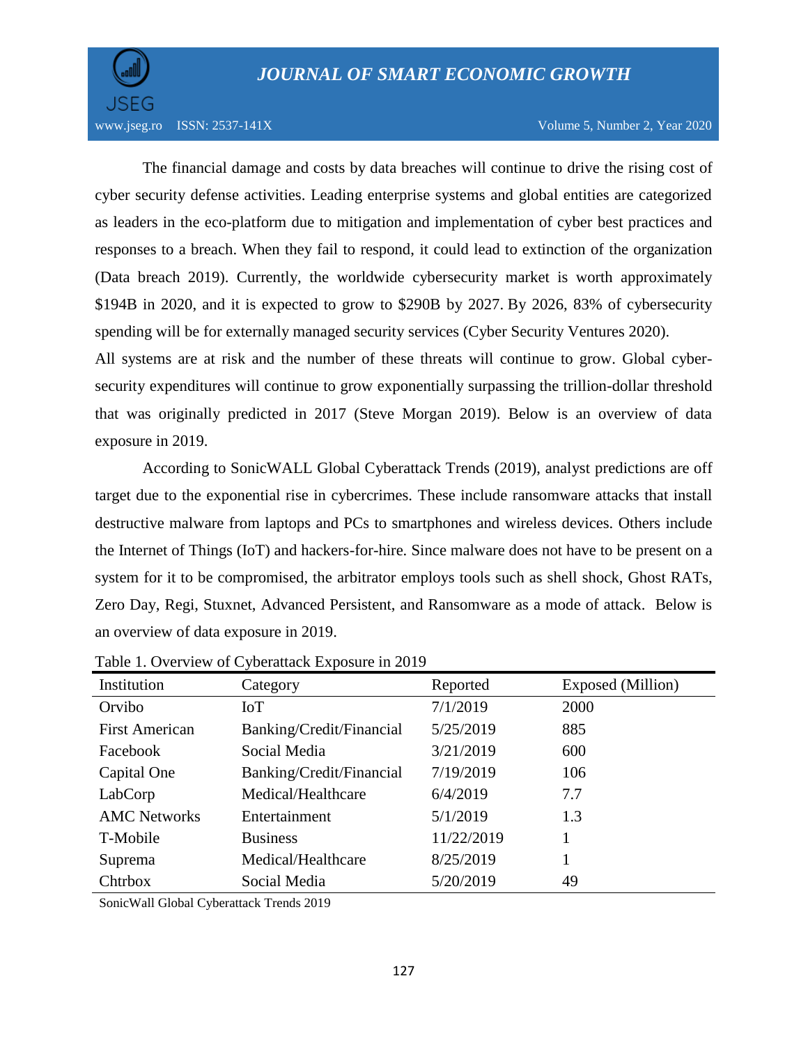The financial damage and costs by data breaches will continue to drive the rising cost of cyber security defense activities. Leading enterprise systems and global entities are categorized as leaders in the eco-platform due to mitigation and implementation of cyber best practices and responses to a breach. When they fail to respond, it could lead to extinction of the organization (Data breach 2019). Currently, the worldwide cybersecurity market is worth approximately $194B in 2020, and it is expected to grow to $290B by 2027. By 2026, 83% of cybersecurity spending will be for externally managed security services (Cyber Security Ventures 2020).

All systems are at risk and the number of these threats will continue to grow. Global cyber-security expenditures will continue to grow exponentially surpassing the trillion-dollar threshold that was originally predicted in 2017 (Steve Morgan 2019). Below is an overview of data exposure in 2019.

According to SonicWALL Global Cyberattack Trends (2019), analyst predictions are off target due to the exponential rise in cybercrimes. These include ransomware attacks that install destructive malware from laptops and PCs to smartphones and wireless devices. Others include the Internet of Things (IoT) and hackers-for-hire. Since malware does not have to be present on a system for it to be compromised, the arbitrator employs tools such as shell shock, Ghost RATs, Zero Day, Regi, Stuxnet, Advanced Persistent, and Ransomware as a mode of attack. Below is an overview of data exposure in 2019.

Table 1. Overview of Cyberattack Exposure in 2019

| Institution | Category | Reported | Exposed (Million) |
|---|---|---|---|
| Orvibo | IoT | 7/1/2019 | 2000 |
| First American | Banking/Credit/Financial | 5/25/2019 | 885 |
| Facebook | Social Media | 3/21/2019 | 600 |
| Capital One | Banking/Credit/Financial | 7/19/2019 | 106 |
| LabCorp | Medical/Healthcare | 6/4/2019 | 7.7 |
| AMC Networks | Entertainment | 5/1/2019 | 1.3 |
| T-Mobile | Business | 11/22/2019 | 1 |
| Suprema | Medical/Healthcare | 8/25/2019 | 1 |
| Chtrbox | Social Media | 5/20/2019 | 49 |

SonicWall Global Cyberattack Trends 2019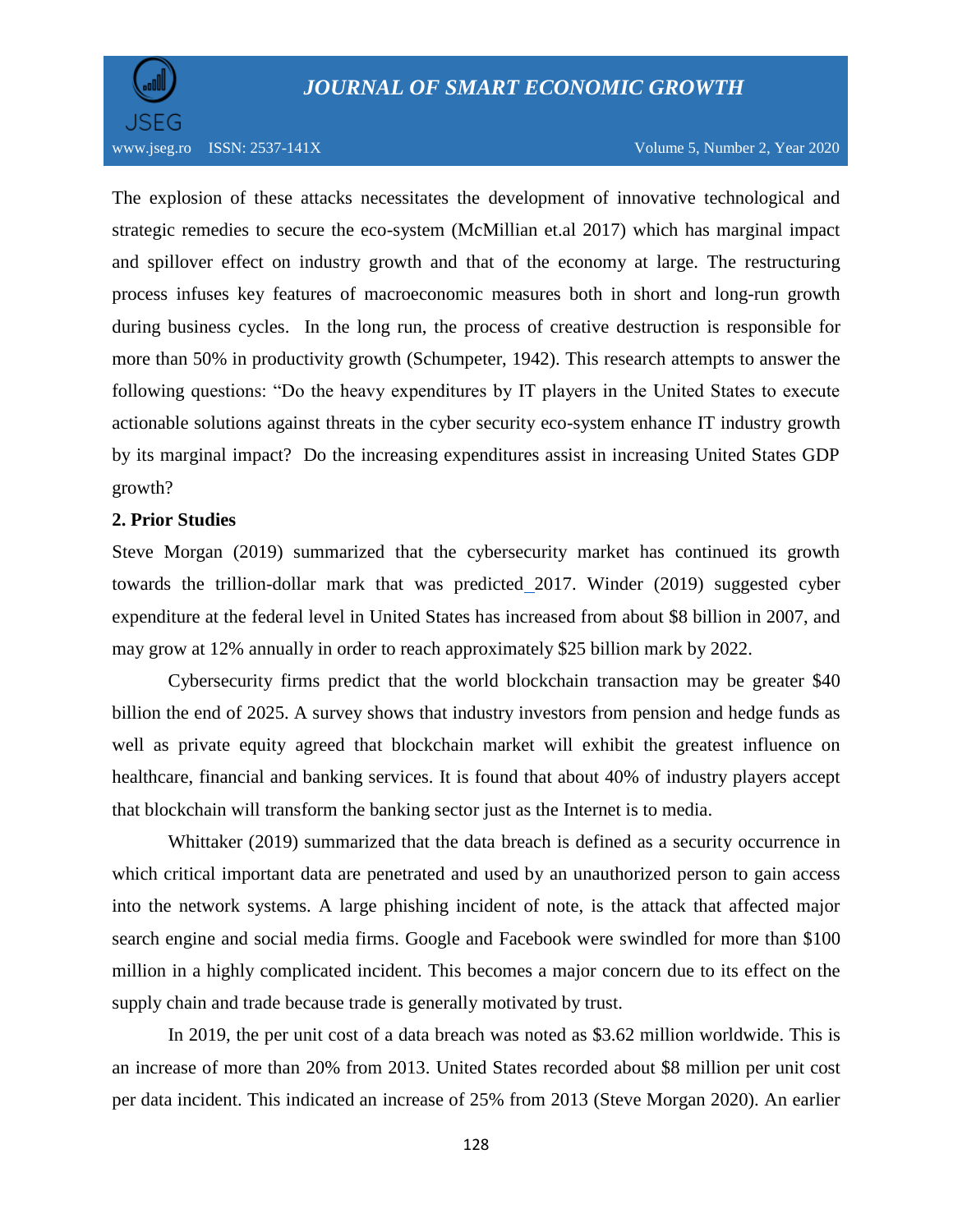The explosion of these attacks necessitates the development of innovative technological and strategic remedies to secure the eco-system (McMillian et.al 2017) which has marginal impact and spillover effect on industry growth and that of the economy at large. The restructuring process infuses key features of macroeconomic measures both in short and long-run growth during business cycles. In the long run, the process of creative destruction is responsible for more than 50% in productivity growth (Schumpeter, 1942). This research attempts to answer the following questions: "Do the heavy expenditures by IT players in the United States to execute actionable solutions against threats in the cyber security eco-system enhance IT industry growth by its marginal impact? Do the increasing expenditures assist in increasing United States GDP growth?

**2. Prior Studies**

Steve Morgan (2019) summarized that the cybersecurity market has continued its growth towards the trillion-dollar mark that was predicted_2017. Winder (2019) suggested cyber expenditure at the federal level in United States has increased from about $8 billion in 2007, and may grow at 12% annually in order to reach approximately $25 billion mark by 2022.

Cybersecurity firms predict that the world blockchain transaction may be greater $40 billion the end of 2025. A survey shows that industry investors from pension and hedge funds as well as private equity agreed that blockchain market will exhibit the greatest influence on healthcare, financial and banking services. It is found that about 40% of industry players accept that blockchain will transform the banking sector just as the Internet is to media.

Whittaker (2019) summarized that the data breach is defined as a security occurrence in which critical important data are penetrated and used by an unauthorized person to gain access into the network systems. A large phishing incident of note, is the attack that affected major search engine and social media firms. Google and Facebook were swindled for more than $100 million in a highly complicated incident. This becomes a major concern due to its effect on the supply chain and trade because trade is generally motivated by trust.

In 2019, the per unit cost of a data breach was noted as $3.62 million worldwide. This is an increase of more than 20% from 2013. United States recorded about $8 million per unit cost per data incident. This indicated an increase of 25% from 2013 (Steve Morgan 2020). An earlier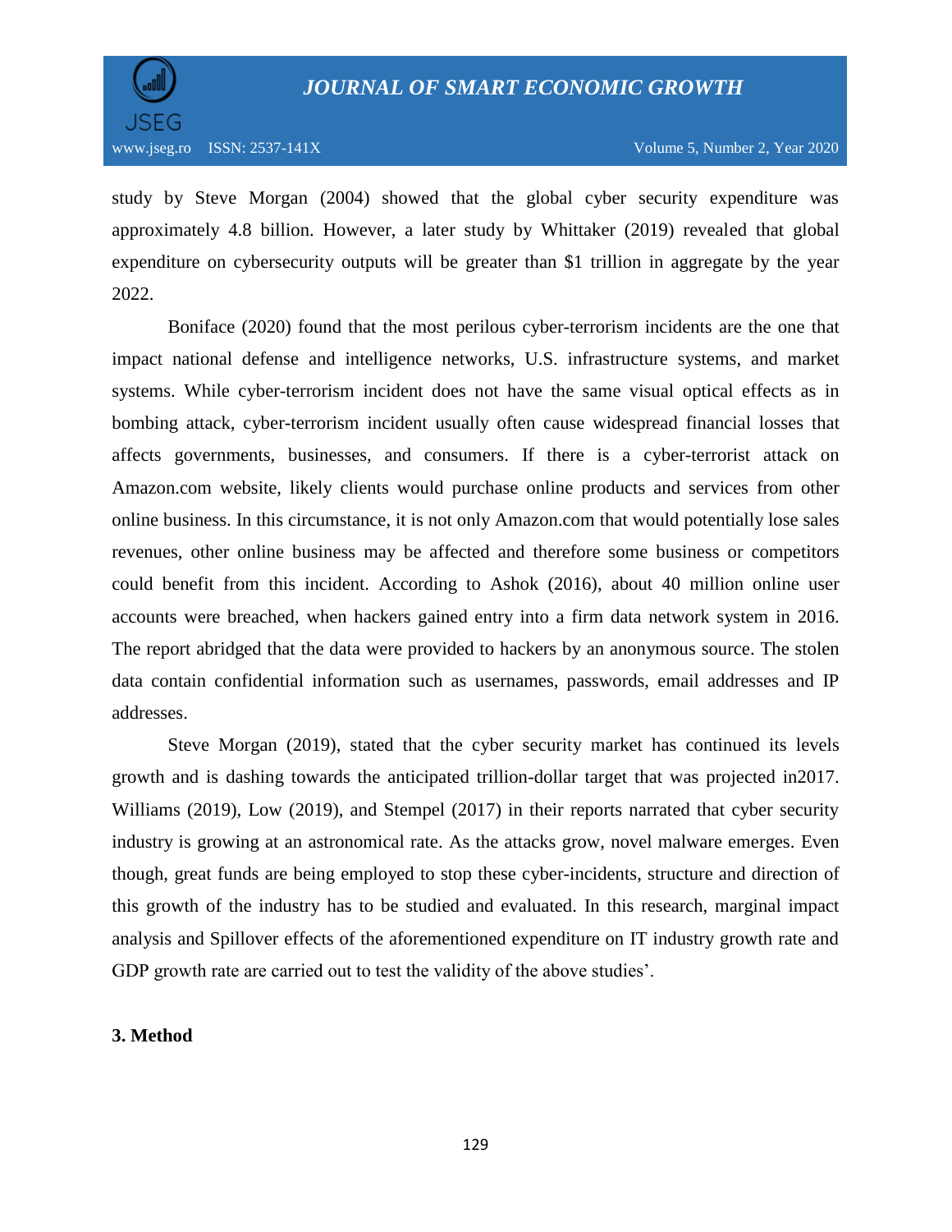study by Steve Morgan (2004) showed that the global cyber security expenditure was approximately 4.8 billion. However, a later study by Whittaker (2019) revealed that global expenditure on cybersecurity outputs will be greater than $1 trillion in aggregate by the year 2022.

Boniface (2020) found that the most perilous cyber-terrorism incidents are the one that impact national defense and intelligence networks, U.S. infrastructure systems, and market systems. While cyber-terrorism incident does not have the same visual optical effects as in bombing attack, cyber-terrorism incident usually often cause widespread financial losses that affects governments, businesses, and consumers. If there is a cyber-terrorist attack on Amazon.com website, likely clients would purchase online products and services from other online business. In this circumstance, it is not only Amazon.com that would potentially lose sales revenues, other online business may be affected and therefore some business or competitors could benefit from this incident. According to Ashok (2016), about 40 million online user accounts were breached, when hackers gained entry into a firm data network system in 2016. The report abridged that the data were provided to hackers by an anonymous source. The stolen data contain confidential information such as usernames, passwords, email addresses and IP addresses.

Steve Morgan (2019), stated that the cyber security market has continued its levels growth and is dashing towards the anticipated trillion-dollar target that was projected in2017. Williams (2019), Low (2019), and Stempel (2017) in their reports narrated that cyber security industry is growing at an astronomical rate. As the attacks grow, novel malware emerges. Even though, great funds are being employed to stop these cyber-incidents, structure and direction of this growth of the industry has to be studied and evaluated. In this research, marginal impact analysis and Spillover effects of the aforementioned expenditure on IT industry growth rate and GDP growth rate are carried out to test the validity of the above studies'.

## 3. Method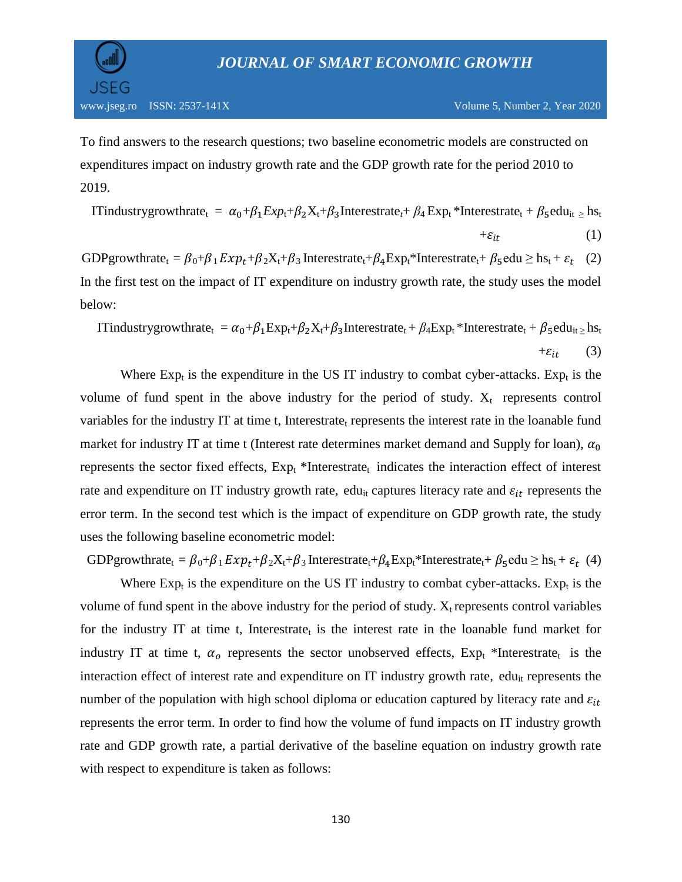To find answers to the research questions; two baseline econometric models are constructed on expenditures impact on industry growth rate and the GDP growth rate for the period 2010 to 2019.

$$\text{ITindustrygrowthrate}_t = \alpha_0 + \beta_1 Exp_t + \beta_2 X_t + \beta_3 \text{Interestrate}_t + \beta_4 \text{Exp}_t * \text{Interestrate}_t + \beta_5 \text{edu}_{it} \geq \text{hs}_t + \varepsilon_{it} \quad (1)$$

$$\text{GDPgrowthrate}_t = \beta_0 + \beta_1 Exp_t + \beta_2 X_t + \beta_3 \text{Interestrate}_t + \beta_4 \text{Exp}_t * \text{Interestrate}_t + \beta_5 \text{edu} \geq \text{hs}_t + \varepsilon_t \quad (2)$$

In the first test on the impact of IT expenditure on industry growth rate, the study uses the model below:

$$\text{ITindustrygrowthrate}_t = \alpha_0 + \beta_1 \text{Exp}_t + \beta_2 X_t + \beta_3 \text{Interestrate}_t + \beta_4 \text{Exp}_t * \text{Interestrate}_t + \beta_5 \text{edu}_{it} \geq \text{hs}_t + \varepsilon_{it} \quad (3)$$

Where $\text{Exp}_t$ is the expenditure in the US IT industry to combat cyber-attacks. $\text{Exp}_t$ is the volume of fund spent in the above industry for the period of study. $X_t$ represents control variables for the industry IT at time t, $\text{Interestrate}_t$ represents the interest rate in the loanable fund market for industry IT at time t (Interest rate determines market demand and Supply for loan), $\alpha_0$ represents the sector fixed effects, $\text{Exp}_t * \text{Interestrate}_t$ indicates the interaction effect of interest rate and expenditure on IT industry growth rate, $\text{edu}_{it}$ captures literacy rate and $\varepsilon_{it}$ represents the error term. In the second test which is the impact of expenditure on GDP growth rate, the study uses the following baseline econometric model:

$$\text{GDPgrowthrate}_t = \beta_0 + \beta_1 Exp_t + \beta_2 X_t + \beta_3 \text{Interestrate}_t + \beta_4 \text{Exp}_t * \text{Interestrate}_t + \beta_5 \text{edu} \geq \text{hs}_t + \varepsilon_t \quad (4)$$

Where $\text{Exp}_t$ is the expenditure on the US IT industry to combat cyber-attacks. $\text{Exp}_t$ is the volume of fund spent in the above industry for the period of study. $X_t$ represents control variables for the industry IT at time t, $\text{Interestrate}_t$ is the interest rate in the loanable fund market for industry IT at time t, $\alpha_o$ represents the sector unobserved effects, $\text{Exp}_t * \text{Interestrate}_t$ is the interaction effect of interest rate and expenditure on IT industry growth rate, $\text{edu}_{it}$ represents the number of the population with high school diploma or education captured by literacy rate and $\varepsilon_{it}$ represents the error term. In order to find how the volume of fund impacts on IT industry growth rate and GDP growth rate, a partial derivative of the baseline equation on industry growth rate with respect to expenditure is taken as follows: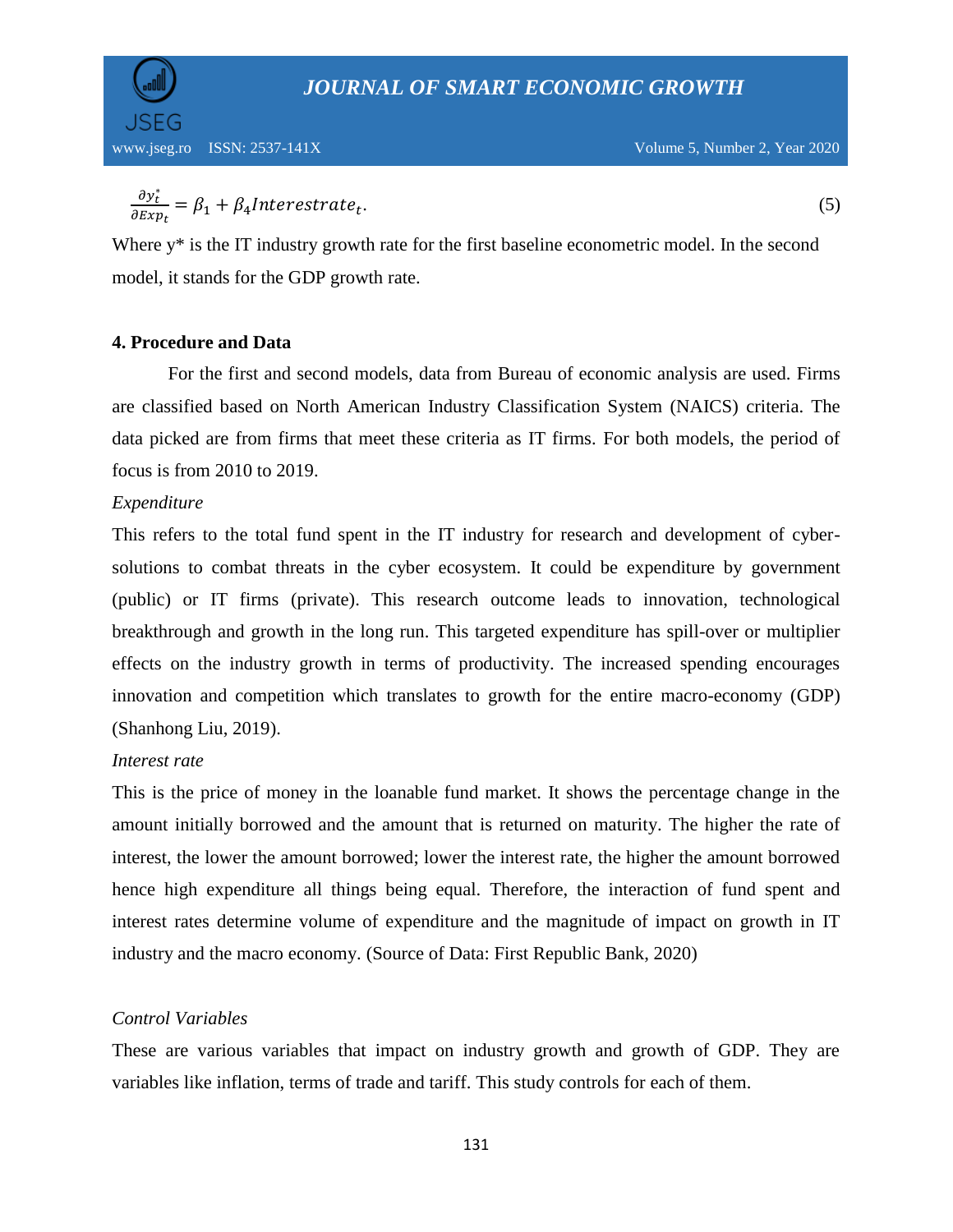$$\frac{\partial y_t^*}{\partial Exp_t} = \beta_1 + \beta_4 Interestrate_t. \tag{5}$$

Where y* is the IT industry growth rate for the first baseline econometric model. In the second model, it stands for the GDP growth rate.

## 4. Procedure and Data

For the first and second models, data from Bureau of economic analysis are used. Firms are classified based on North American Industry Classification System (NAICS) criteria. The data picked are from firms that meet these criteria as IT firms. For both models, the period of focus is from 2010 to 2019.

*Expenditure*

This refers to the total fund spent in the IT industry for research and development of cyber-solutions to combat threats in the cyber ecosystem. It could be expenditure by government (public) or IT firms (private). This research outcome leads to innovation, technological breakthrough and growth in the long run. This targeted expenditure has spill-over or multiplier effects on the industry growth in terms of productivity. The increased spending encourages innovation and competition which translates to growth for the entire macro-economy (GDP) (Shanhong Liu, 2019).

*Interest rate*

This is the price of money in the loanable fund market. It shows the percentage change in the amount initially borrowed and the amount that is returned on maturity. The higher the rate of interest, the lower the amount borrowed; lower the interest rate, the higher the amount borrowed hence high expenditure all things being equal. Therefore, the interaction of fund spent and interest rates determine volume of expenditure and the magnitude of impact on growth in IT industry and the macro economy. (Source of Data: First Republic Bank, 2020)

*Control Variables*

These are various variables that impact on industry growth and growth of GDP. They are variables like inflation, terms of trade and tariff. This study controls for each of them.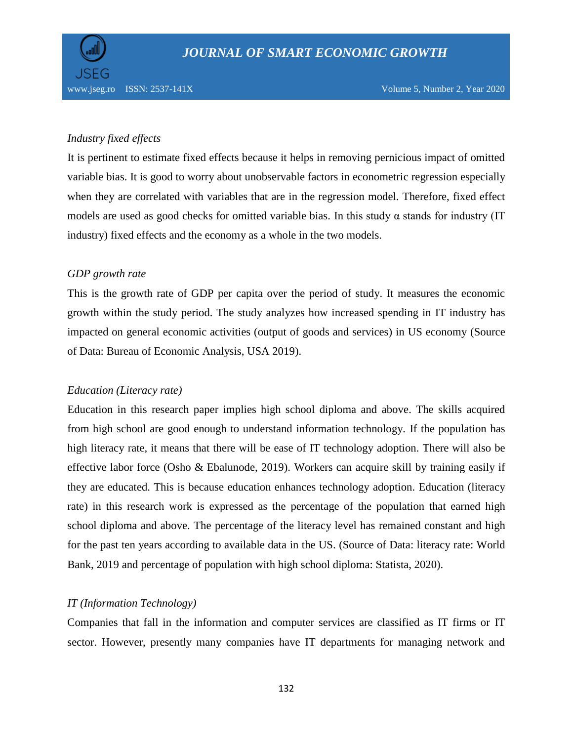*Industry fixed effects*

It is pertinent to estimate fixed effects because it helps in removing pernicious impact of omitted variable bias. It is good to worry about unobservable factors in econometric regression especially when they are correlated with variables that are in the regression model. Therefore, fixed effect models are used as good checks for omitted variable bias. In this study α stands for industry (IT industry) fixed effects and the economy as a whole in the two models.

*GDP growth rate*

This is the growth rate of GDP per capita over the period of study. It measures the economic growth within the study period. The study analyzes how increased spending in IT industry has impacted on general economic activities (output of goods and services) in US economy (Source of Data: Bureau of Economic Analysis, USA 2019).

*Education (Literacy rate)*

Education in this research paper implies high school diploma and above. The skills acquired from high school are good enough to understand information technology. If the population has high literacy rate, it means that there will be ease of IT technology adoption. There will also be effective labor force (Osho & Ebalunode, 2019). Workers can acquire skill by training easily if they are educated. This is because education enhances technology adoption. Education (literacy rate) in this research work is expressed as the percentage of the population that earned high school diploma and above. The percentage of the literacy level has remained constant and high for the past ten years according to available data in the US. (Source of Data: literacy rate: World Bank, 2019 and percentage of population with high school diploma: Statista, 2020).

*IT (Information Technology)*

Companies that fall in the information and computer services are classified as IT firms or IT sector. However, presently many companies have IT departments for managing network and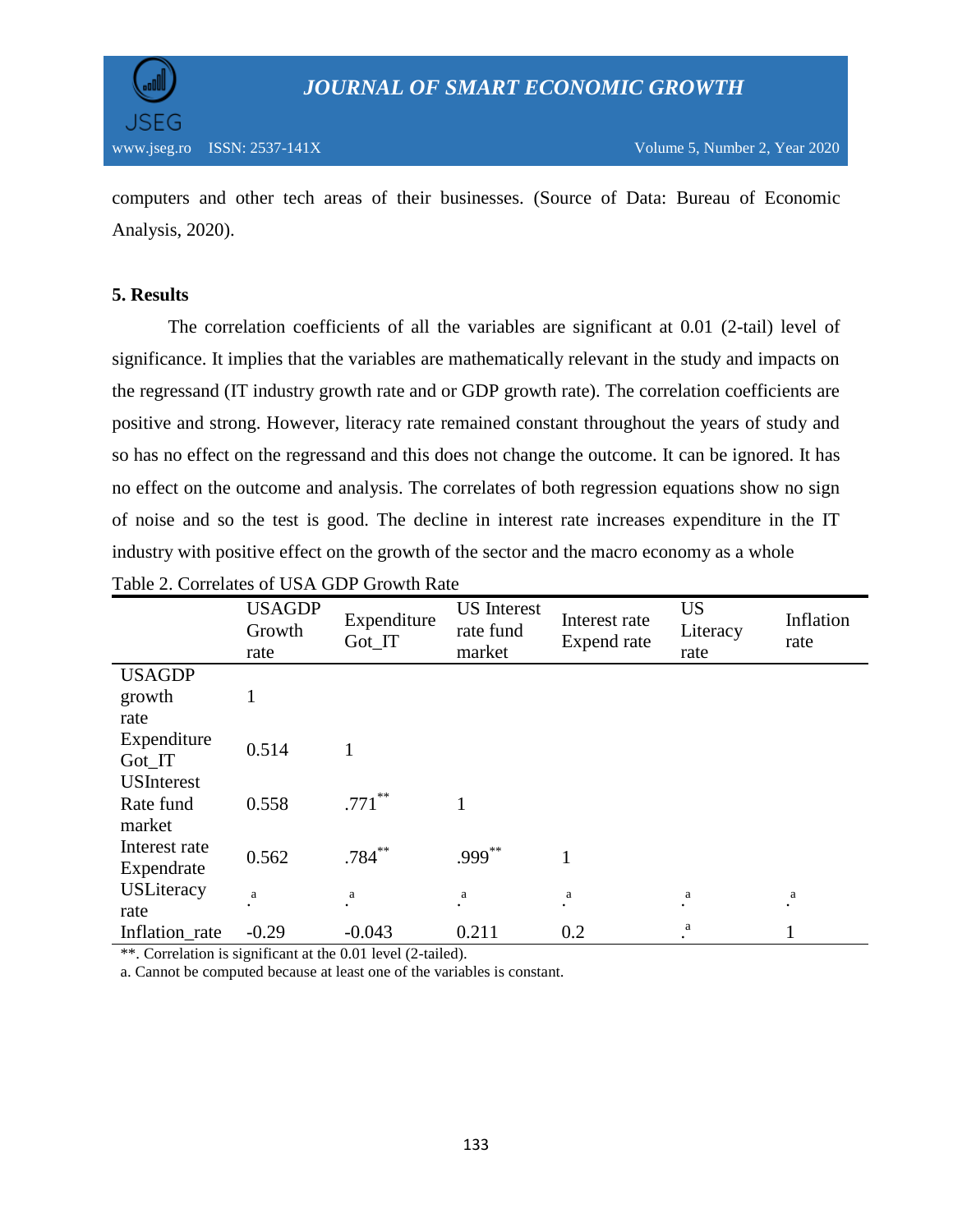computers and other tech areas of their businesses. (Source of Data: Bureau of Economic Analysis, 2020).

## 5. Results

The correlation coefficients of all the variables are significant at 0.01 (2-tail) level of significance. It implies that the variables are mathematically relevant in the study and impacts on the regressand (IT industry growth rate and or GDP growth rate). The correlation coefficients are positive and strong. However, literacy rate remained constant throughout the years of study and so has no effect on the regressand and this does not change the outcome. It can be ignored. It has no effect on the outcome and analysis. The correlates of both regression equations show no sign of noise and so the test is good. The decline in interest rate increases expenditure in the IT industry with positive effect on the growth of the sector and the macro economy as a whole

Table 2. Correlates of USA GDP Growth Rate

| | USAGDP Growth rate | Expenditure Got_IT | US Interest rate fund market | Interest rate Expend rate | US Literacy rate | Inflation rate |
|---|---|---|---|---|---|---|
| USAGDP growth rate | 1 | | | | | |
| Expenditure Got_IT | 0.514 | 1 | | | | |
| USInterest Rate fund market | 0.558 | .771** | 1 | | | |
| Interest rate Expendrate | 0.562 | .784** | .999** | 1 | | |
| USLiteracy rate | .[a] | .[a] | .[a] | .[a] | .[a] | .[a] |
| Inflation_rate | -0.29 | -0.043 | 0.211 | 0.2 | .[a] | 1 |

**. Correlation is significant at the 0.01 level (2-tailed).

a. Cannot be computed because at least one of the variables is constant.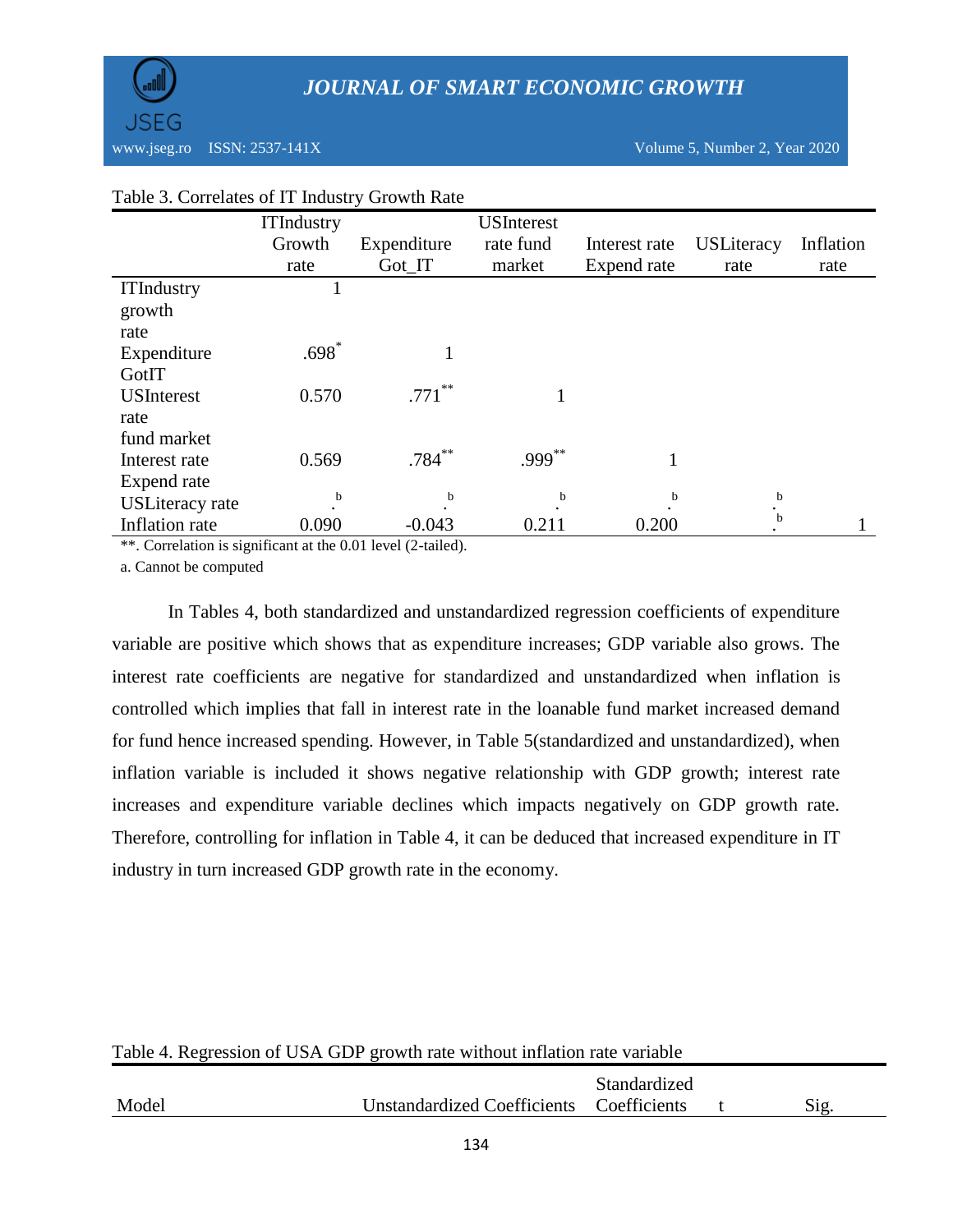Table 3. Correlates of IT Industry Growth Rate

| | ITIndustry Growth rate | Expenditure Got_IT | USInterest rate fund market | Interest rate Expend rate | USLiteracy rate | Inflation rate |
|---|---|---|---|---|---|---|
| ITIndustry growth rate | 1 | | | | | |
| Expenditure GotIT | .698* | 1 | | | | |
| USInterest rate fund market | 0.570 | .771** | 1 | | | |
| Interest rate Expend rate | 0.569 | .784** | .999** | 1 | | |
| USLiteracy rate | .b | .b | .b | .b | .b | |
| Inflation rate | 0.090 | -0.043 | 0.211 | 0.200 | .b | 1 |

**. Correlation is significant at the 0.01 level (2-tailed).

a. Cannot be computed

In Tables 4, both standardized and unstandardized regression coefficients of expenditure variable are positive which shows that as expenditure increases; GDP variable also grows. The interest rate coefficients are negative for standardized and unstandardized when inflation is controlled which implies that fall in interest rate in the loanable fund market increased demand for fund hence increased spending. However, in Table 5(standardized and unstandardized), when inflation variable is included it shows negative relationship with GDP growth; interest rate increases and expenditure variable declines which impacts negatively on GDP growth rate. Therefore, controlling for inflation in Table 4, it can be deduced that increased expenditure in IT industry in turn increased GDP growth rate in the economy.

Table 4. Regression of USA GDP growth rate without inflation rate variable

| Model | Unstandardized Coefficients | Standardized Coefficients | t | Sig. |
|---|---|---|---|---|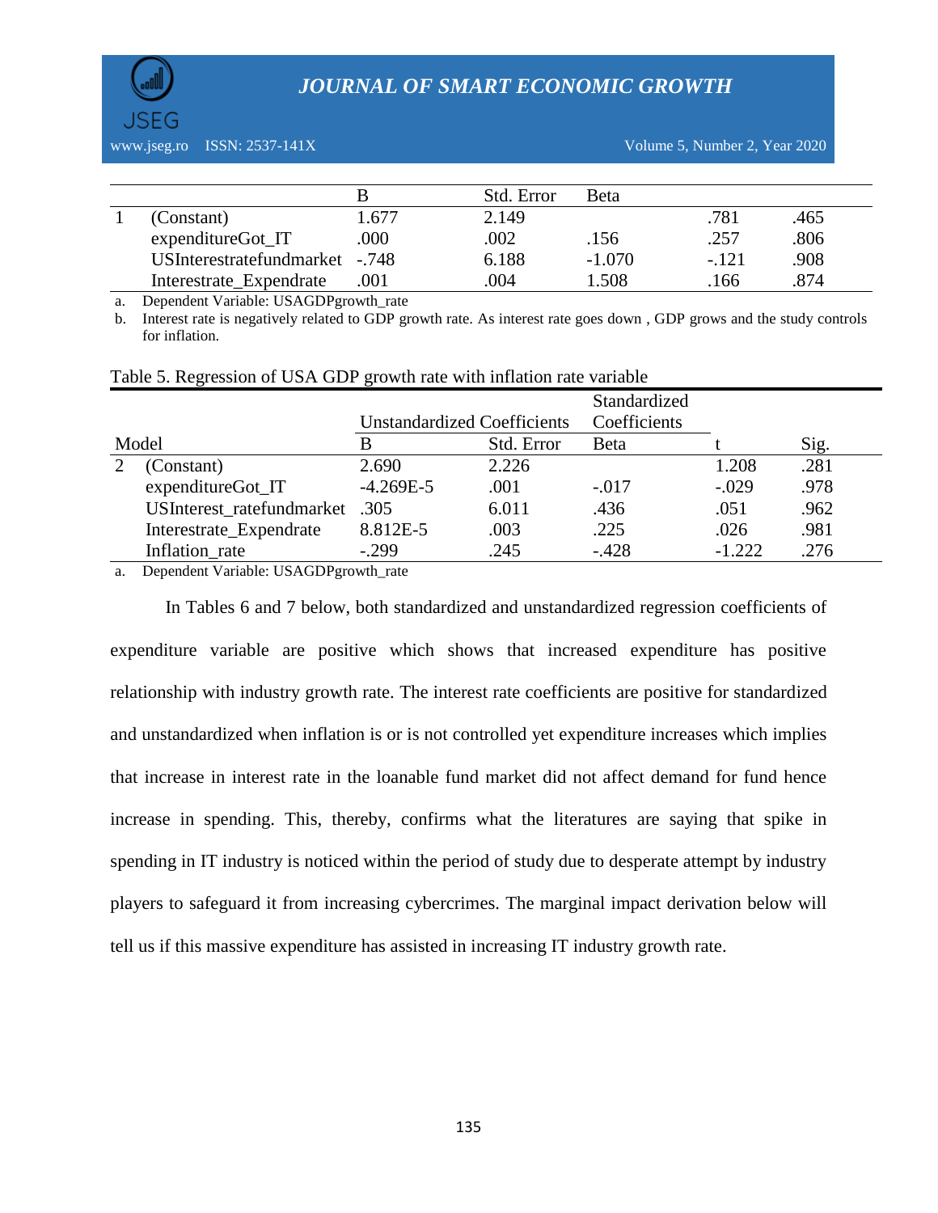| | | B | Std. Error | Beta | | |
|---|---|---|---|---|---|---|
| 1 | (Constant) | 1.677 | 2.149 | | .781 | .465 |
| | expenditureGot_IT | .000 | .002 | .156 | .257 | .806 |
| | USInterestratefundmarket | -.748 | 6.188 | -1.070 | -.121 | .908 |
| | Interestrate_Expendrate | .001 | .004 | 1.508 | .166 | .874 |

a. Dependent Variable: USAGDPgrowth_rate

b. Interest rate is negatively related to GDP growth rate. As interest rate goes down , GDP grows and the study controls for inflation.

Table 5. Regression of USA GDP growth rate with inflation rate variable

| Model | | Unstandardized Coefficients | | Standardized Coefficients | | |
|---|---|---|---|---|---|---|
| | | B | Std. Error | Beta | t | Sig. |
| 2 | (Constant) | 2.690 | 2.226 | | 1.208 | .281 |
| | expenditureGot_IT | -4.269E-5 | .001 | -.017 | -.029 | .978 |
| | USInterest_ratefundmarket | .305 | 6.011 | .436 | .051 | .962 |
| | Interestrate_Expendrate | 8.812E-5 | .003 | .225 | .026 | .981 |
| | Inflation_rate | -.299 | .245 | -.428 | -1.222 | .276 |

a. Dependent Variable: USAGDPgrowth_rate

In Tables 6 and 7 below, both standardized and unstandardized regression coefficients of expenditure variable are positive which shows that increased expenditure has positive relationship with industry growth rate. The interest rate coefficients are positive for standardized and unstandardized when inflation is or is not controlled yet expenditure increases which implies that increase in interest rate in the loanable fund market did not affect demand for fund hence increase in spending. This, thereby, confirms what the literatures are saying that spike in spending in IT industry is noticed within the period of study due to desperate attempt by industry players to safeguard it from increasing cybercrimes. The marginal impact derivation below will tell us if this massive expenditure has assisted in increasing IT industry growth rate.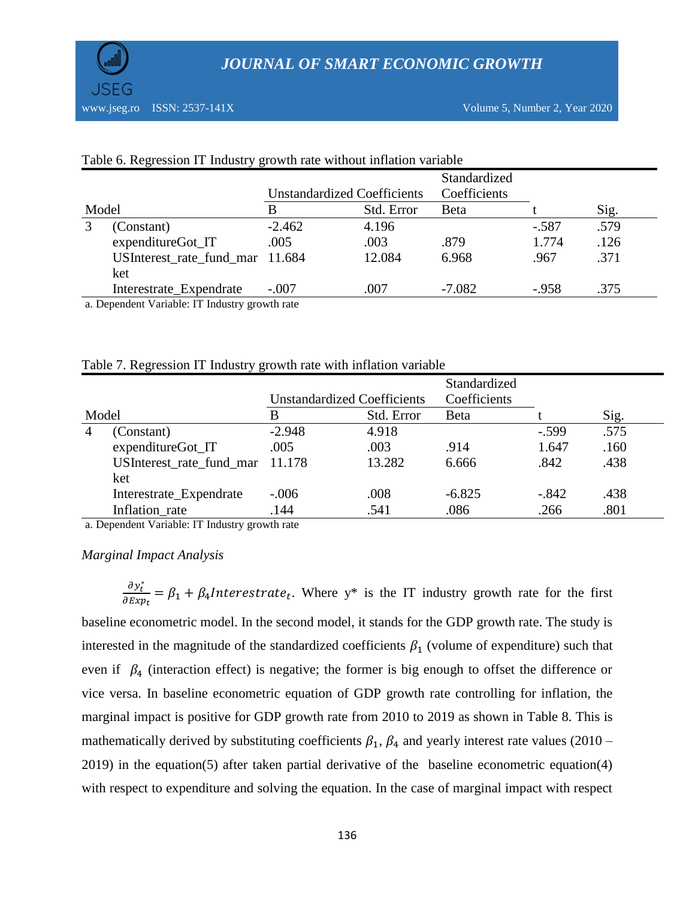Table 6. Regression IT Industry growth rate without inflation variable

| Model | | Unstandardized Coefficients | | Standardized Coefficients | t | Sig. |
|---|---|---|---|---|---|---|
| | | B | Std. Error | Beta | | |
| 3 | (Constant) | -2.462 | 4.196 | | -.587 | .579 |
| | expenditureGot_IT | .005 | .003 | .879 | 1.774 | .126 |
| | USInterest_rate_fund_market | 11.684 | 12.084 | 6.968 | .967 | .371 |
| | Interestrate_Expendrate | -.007 | .007 | -7.082 | -.958 | .375 |

a. Dependent Variable: IT Industry growth rate

Table 7. Regression IT Industry growth rate with inflation variable

| Model | | Unstandardized Coefficients | | Standardized Coefficients | t | Sig. |
|---|---|---|---|---|---|---|
| | | B | Std. Error | Beta | | |
| 4 | (Constant) | -2.948 | 4.918 | | -.599 | .575 |
| | expenditureGot_IT | .005 | .003 | .914 | 1.647 | .160 |
| | USInterest_rate_fund_market | 11.178 | 13.282 | 6.666 | .842 | .438 |
| | Interestrate_Expendrate | -.006 | .008 | -6.825 | -.842 | .438 |
| | Inflation_rate | .144 | .541 | .086 | .266 | .801 |

a. Dependent Variable: IT Industry growth rate

*Marginal Impact Analysis*

$\frac{\partial y_t^*}{\partial Exp_t} = \beta_1 + \beta_4 Interestrate_t$. Where y* is the IT industry growth rate for the first baseline econometric model. In the second model, it stands for the GDP growth rate. The study is interested in the magnitude of the standardized coefficients $\beta_1$ (volume of expenditure) such that even if $\beta_4$ (interaction effect) is negative; the former is big enough to offset the difference or vice versa. In baseline econometric equation of GDP growth rate controlling for inflation, the marginal impact is positive for GDP growth rate from 2010 to 2019 as shown in Table 8. This is mathematically derived by substituting coefficients $\beta_1$, $\beta_4$ and yearly interest rate values (2010 – 2019) in the equation(5) after taken partial derivative of the baseline econometric equation(4) with respect to expenditure and solving the equation. In the case of marginal impact with respect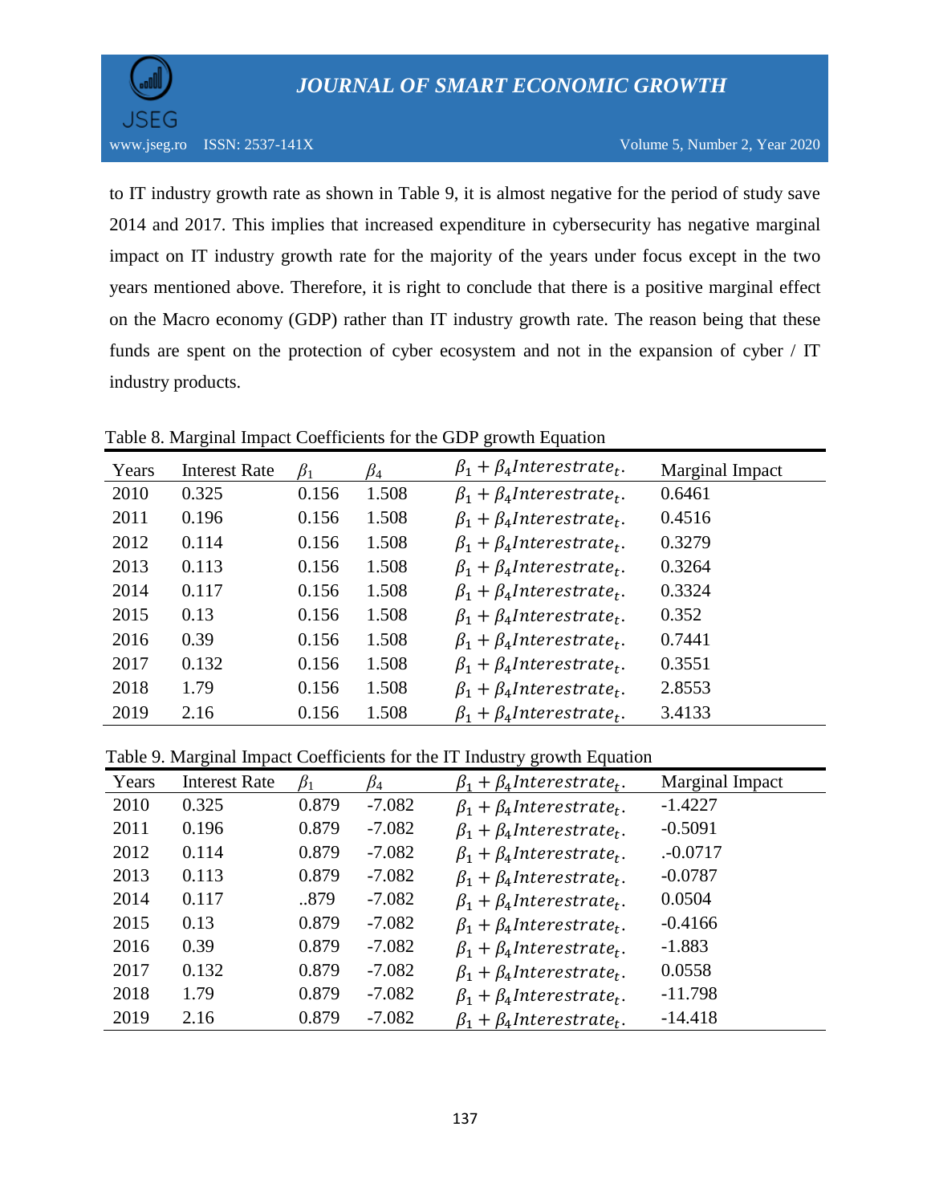to IT industry growth rate as shown in Table 9, it is almost negative for the period of study save 2014 and 2017. This implies that increased expenditure in cybersecurity has negative marginal impact on IT industry growth rate for the majority of the years under focus except in the two years mentioned above. Therefore, it is right to conclude that there is a positive marginal effect on the Macro economy (GDP) rather than IT industry growth rate. The reason being that these funds are spent on the protection of cyber ecosystem and not in the expansion of cyber / IT industry products.

Table 8. Marginal Impact Coefficients for the GDP growth Equation

| Years | Interest Rate | $\beta_1$ | $\beta_4$ | $\beta_1 + \beta_4 Interestrate_t.$ | Marginal Impact |
|---|---|---|---|---|---|
| 2010 | 0.325 | 0.156 | 1.508 | $\beta_1 + \beta_4 Interestrate_t.$ | 0.6461 |
| 2011 | 0.196 | 0.156 | 1.508 | $\beta_1 + \beta_4 Interestrate_t.$ | 0.4516 |
| 2012 | 0.114 | 0.156 | 1.508 | $\beta_1 + \beta_4 Interestrate_t.$ | 0.3279 |
| 2013 | 0.113 | 0.156 | 1.508 | $\beta_1 + \beta_4 Interestrate_t.$ | 0.3264 |
| 2014 | 0.117 | 0.156 | 1.508 | $\beta_1 + \beta_4 Interestrate_t.$ | 0.3324 |
| 2015 | 0.13 | 0.156 | 1.508 | $\beta_1 + \beta_4 Interestrate_t.$ | 0.352 |
| 2016 | 0.39 | 0.156 | 1.508 | $\beta_1 + \beta_4 Interestrate_t.$ | 0.7441 |
| 2017 | 0.132 | 0.156 | 1.508 | $\beta_1 + \beta_4 Interestrate_t.$ | 0.3551 |
| 2018 | 1.79 | 0.156 | 1.508 | $\beta_1 + \beta_4 Interestrate_t.$ | 2.8553 |
| 2019 | 2.16 | 0.156 | 1.508 | $\beta_1 + \beta_4 Interestrate_t.$ | 3.4133 |

Table 9. Marginal Impact Coefficients for the IT Industry growth Equation

| Years | Interest Rate | $\beta_1$ | $\beta_4$ | $\beta_1 + \beta_4 Interestrate_t.$ | Marginal Impact |
|---|---|---|---|---|---|
| 2010 | 0.325 | 0.879 | -7.082 | $\beta_1 + \beta_4 Interestrate_t.$ | -1.4227 |
| 2011 | 0.196 | 0.879 | -7.082 | $\beta_1 + \beta_4 Interestrate_t.$ | -0.5091 |
| 2012 | 0.114 | 0.879 | -7.082 | $\beta_1 + \beta_4 Interestrate_t.$ | .-0.0717 |
| 2013 | 0.113 | 0.879 | -7.082 | $\beta_1 + \beta_4 Interestrate_t.$ | -0.0787 |
| 2014 | 0.117 | ..879 | -7.082 | $\beta_1 + \beta_4 Interestrate_t.$ | 0.0504 |
| 2015 | 0.13 | 0.879 | -7.082 | $\beta_1 + \beta_4 Interestrate_t.$ | -0.4166 |
| 2016 | 0.39 | 0.879 | -7.082 | $\beta_1 + \beta_4 Interestrate_t.$ | -1.883 |
| 2017 | 0.132 | 0.879 | -7.082 | $\beta_1 + \beta_4 Interestrate_t.$ | 0.0558 |
| 2018 | 1.79 | 0.879 | -7.082 | $\beta_1 + \beta_4 Interestrate_t.$ | -11.798 |
| 2019 | 2.16 | 0.879 | -7.082 | $\beta_1 + \beta_4 Interestrate_t.$ | -14.418 |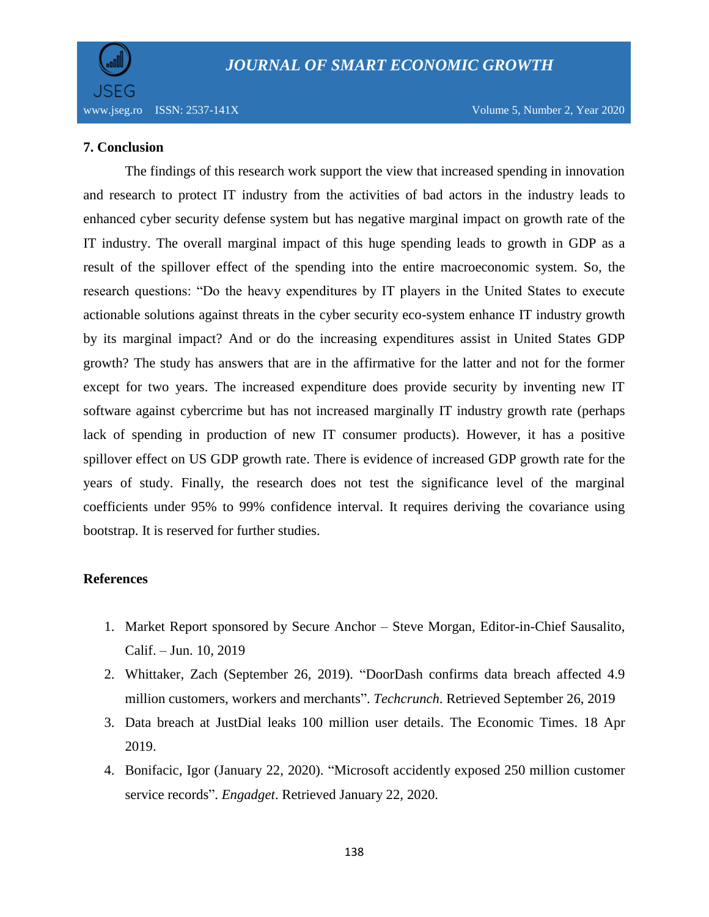## 7. Conclusion

The findings of this research work support the view that increased spending in innovation and research to protect IT industry from the activities of bad actors in the industry leads to enhanced cyber security defense system but has negative marginal impact on growth rate of the IT industry. The overall marginal impact of this huge spending leads to growth in GDP as a result of the spillover effect of the spending into the entire macroeconomic system. So, the research questions: "Do the heavy expenditures by IT players in the United States to execute actionable solutions against threats in the cyber security eco-system enhance IT industry growth by its marginal impact? And or do the increasing expenditures assist in United States GDP growth? The study has answers that are in the affirmative for the latter and not for the former except for two years. The increased expenditure does provide security by inventing new IT software against cybercrime but has not increased marginally IT industry growth rate (perhaps lack of spending in production of new IT consumer products). However, it has a positive spillover effect on US GDP growth rate. There is evidence of increased GDP growth rate for the years of study. Finally, the research does not test the significance level of the marginal coefficients under 95% to 99% confidence interval. It requires deriving the covariance using bootstrap. It is reserved for further studies.

## References

1. Market Report sponsored by Secure Anchor – Steve Morgan, Editor-in-Chief Sausalito, Calif. – Jun. 10, 2019
2. Whittaker, Zach (September 26, 2019). "DoorDash confirms data breach affected 4.9 million customers, workers and merchants". *Techcrunch*. Retrieved September 26, 2019
3. Data breach at JustDial leaks 100 million user details. The Economic Times. 18 Apr 2019.
4. Bonifacic, Igor (January 22, 2020). "Microsoft accidently exposed 250 million customer service records". *Engadget*. Retrieved January 22, 2020.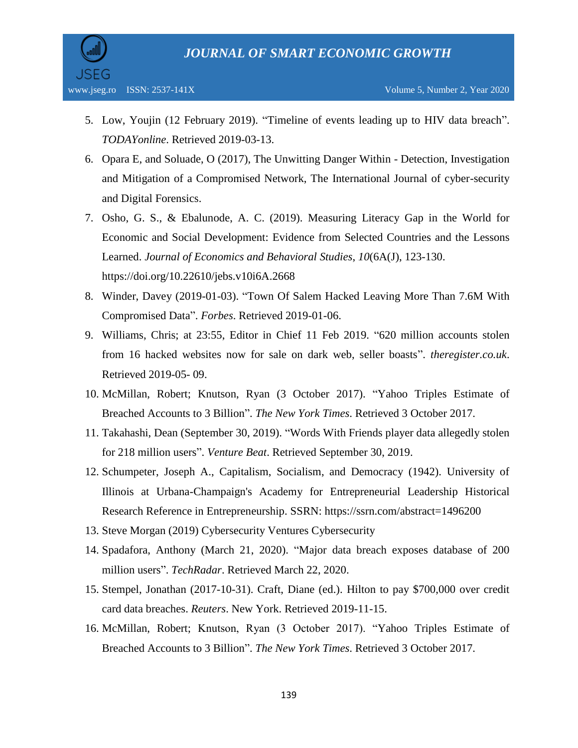5. Low, Youjin (12 February 2019). "Timeline of events leading up to HIV data breach". *TODAYonline*. Retrieved 2019-03-13.
6. Opara E, and Soluade, O (2017), The Unwitting Danger Within - Detection, Investigation and Mitigation of a Compromised Network, The International Journal of cyber-security and Digital Forensics.
7. Osho, G. S., & Ebalunode, A. C. (2019). Measuring Literacy Gap in the World for Economic and Social Development: Evidence from Selected Countries and the Lessons Learned. *Journal of Economics and Behavioral Studies*, *10*(6A(J), 123-130. https://doi.org/10.22610/jebs.v10i6A.2668
8. Winder, Davey (2019-01-03). "Town Of Salem Hacked Leaving More Than 7.6M With Compromised Data". *Forbes*. Retrieved 2019-01-06.
9. Williams, Chris; at 23:55, Editor in Chief 11 Feb 2019. "620 million accounts stolen from 16 hacked websites now for sale on dark web, seller boasts". *theregister.co.uk*. Retrieved 2019-05- 09.
10. McMillan, Robert; Knutson, Ryan (3 October 2017). "Yahoo Triples Estimate of Breached Accounts to 3 Billion". *The New York Times*. Retrieved 3 October 2017.
11. Takahashi, Dean (September 30, 2019). "Words With Friends player data allegedly stolen for 218 million users". *Venture Beat*. Retrieved September 30, 2019.
12. Schumpeter, Joseph A., Capitalism, Socialism, and Democracy (1942). University of Illinois at Urbana-Champaign's Academy for Entrepreneurial Leadership Historical Research Reference in Entrepreneurship. SSRN: https://ssrn.com/abstract=1496200
13. Steve Morgan (2019) Cybersecurity Ventures Cybersecurity
14. Spadafora, Anthony (March 21, 2020). "Major data breach exposes database of 200 million users". *TechRadar*. Retrieved March 22, 2020.
15. Stempel, Jonathan (2017-10-31). Craft, Diane (ed.). Hilton to pay $700,000 over credit card data breaches. *Reuters*. New York. Retrieved 2019-11-15.
16. McMillan, Robert; Knutson, Ryan (3 October 2017). "Yahoo Triples Estimate of Breached Accounts to 3 Billion". *The New York Times*. Retrieved 3 October 2017.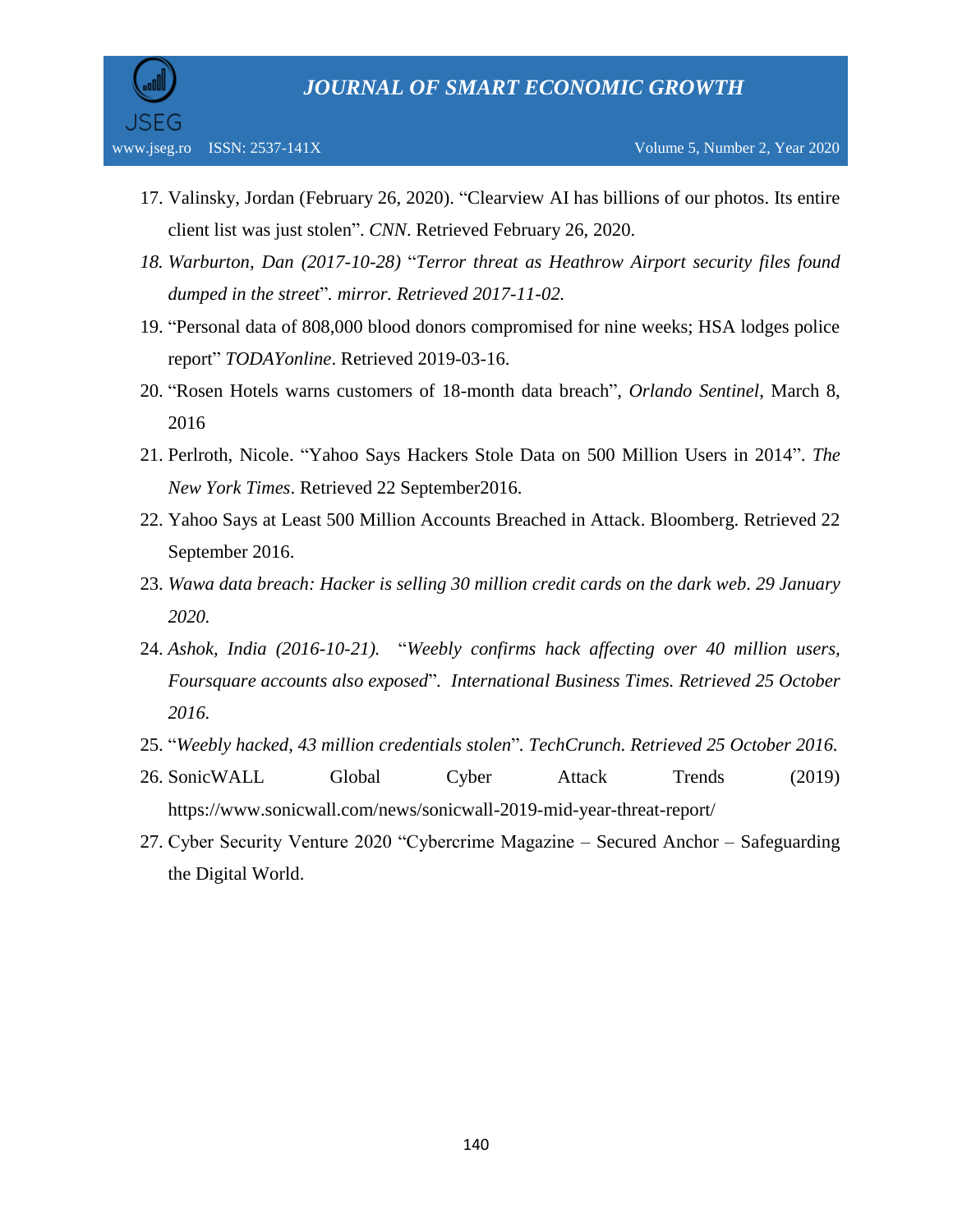17. Valinsky, Jordan (February 26, 2020). "Clearview AI has billions of our photos. Its entire client list was just stolen". *CNN*. Retrieved February 26, 2020.
18. *Warburton, Dan (2017-10-28)* "*Terror threat as Heathrow Airport security files found dumped in the street*". *mirror. Retrieved 2017-11-02.*
19. "Personal data of 808,000 blood donors compromised for nine weeks; HSA lodges police report" *TODAYonline*. Retrieved 2019-03-16.
20. "Rosen Hotels warns customers of 18-month data breach", *Orlando Sentinel*, March 8, 2016
21. Perlroth, Nicole. "Yahoo Says Hackers Stole Data on 500 Million Users in 2014". *The New York Times*. Retrieved 22 September2016.
22. Yahoo Says at Least 500 Million Accounts Breached in Attack. Bloomberg. Retrieved 22 September 2016.
23. *Wawa data breach: Hacker is selling 30 million credit cards on the dark web. 29 January 2020.*
24. *Ashok, India (2016-10-21).* "*Weebly confirms hack affecting over 40 million users, Foursquare accounts also exposed*". *International Business Times. Retrieved 25 October 2016.*
25. "*Weebly hacked, 43 million credentials stolen*". *TechCrunch. Retrieved 25 October 2016.*
26. SonicWALL Global Cyber Attack Trends (2019) https://www.sonicwall.com/news/sonicwall-2019-mid-year-threat-report/
27. Cyber Security Venture 2020 "Cybercrime Magazine – Secured Anchor – Safeguarding the Digital World.